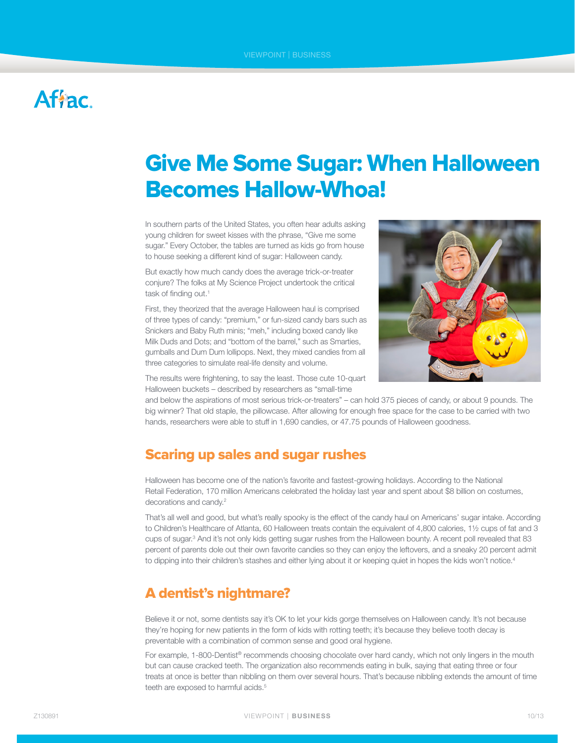# Give Me Some Sugar: When Halloween Becomes Hallow-Whoa!

In southern parts of the United States, you often hear adults asking young children for sweet kisses with the phrase, "Give me some sugar." Every October, the tables are turned as kids go from house to house seeking a different kind of sugar: Halloween candy.

But exactly how much candy does the average trick-or-treater conjure? The folks at My Science Project undertook the critical task of finding out.[1]

First, they theorized that the average Halloween haul is comprised of three types of candy: "premium," or fun-sized candy bars such as Snickers and Baby Ruth minis; "meh," including boxed candy like Milk Duds and Dots; and "bottom of the barrel," such as Smarties, gumballs and Dum Dum lollipops. Next, they mixed candies from all three categories to simulate real-life density and volume.

The results were frightening, to say the least. Those cute 10-quart Halloween buckets – described by researchers as "small-time and below the aspirations of most serious trick-or-treaters" – can hold 375 pieces of candy, or about 9 pounds. The big winner? That old staple, the pillowcase. After allowing for enough free space for the case to be carried with two hands, researchers were able to stuff in 1,690 candies, or 47.75 pounds of Halloween goodness.

## Scaring up sales and sugar rushes

Halloween has become one of the nation's favorite and fastest-growing holidays. According to the National Retail Federation, 170 million Americans celebrated the holiday last year and spent about $8 billion on costumes, decorations and candy.[2]

That's all well and good, but what's really spooky is the effect of the candy haul on Americans' sugar intake. According to Children's Healthcare of Atlanta, 60 Halloween treats contain the equivalent of 4,800 calories, 1½ cups of fat and 3 cups of sugar.[3] And it's not only kids getting sugar rushes from the Halloween bounty. A recent poll revealed that 83 percent of parents dole out their own favorite candies so they can enjoy the leftovers, and a sneaky 20 percent admit to dipping into their children's stashes and either lying about it or keeping quiet in hopes the kids won't notice.[4]

## A dentist's nightmare?

Believe it or not, some dentists say it's OK to let your kids gorge themselves on Halloween candy. It's not because they're hoping for new patients in the form of kids with rotting teeth; it's because they believe tooth decay is preventable with a combination of common sense and good oral hygiene.

For example, 1-800-Dentist® recommends choosing chocolate over hard candy, which not only lingers in the mouth but can cause cracked teeth. The organization also recommends eating in bulk, saying that eating three or four treats at once is better than nibbling on them over several hours. That's because nibbling extends the amount of time teeth are exposed to harmful acids.[5]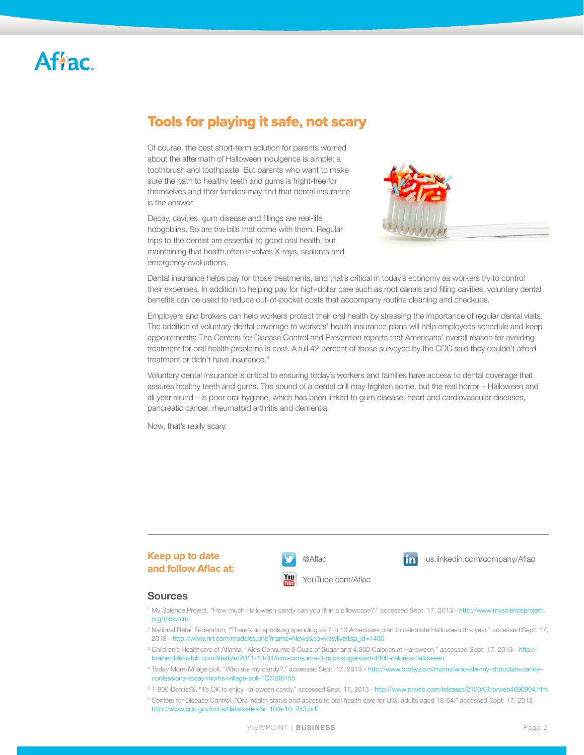## Tools for playing it safe, not scary

Of course, the best short-term solution for parents worried about the aftermath of Halloween indulgence is simple: a toothbrush and toothpaste. But parents who want to make sure the path to healthy teeth and gums is fright-free for themselves and their families may find that dental insurance is the answer.

Decay, cavities, gum disease and fillings are real-life hobgoblins. So are the bills that come with them. Regular trips to the dentist are essential to good oral health, but maintaining that health often involves X-rays, sealants and emergency evaluations.

Dental insurance helps pay for those treatments, and that's critical in today's economy as workers try to control their expenses. In addition to helping pay for high-dollar care such as root canals and filling cavities, voluntary dental benefits can be used to reduce out-of-pocket costs that accompany routine cleaning and checkups.

Employers and brokers can help workers protect their oral health by stressing the importance of regular dental visits. The addition of voluntary dental coverage to workers' health insurance plans will help employees schedule and keep appointments: The Centers for Disease Control and Prevention reports that Americans' overall reason for avoiding treatment for oral health problems is cost. A full 42 percent of those surveyed by the CDC said they couldn't afford treatment or didn't have insurance.[6]

Voluntary dental insurance is critical to ensuring today's workers and families have access to dental coverage that assures healthy teeth and gums. The sound of a dental drill may frighten some, but the real horror – Halloween and all year round – is poor oral hygiene, which has been linked to gum disease, heart and cardiovascular diseases, pancreatic cancer, rheumatoid arthritis and dementia.

Now, that's really scary.

---

**Keep up to date and follow Aflac at:**

@Aflac

us.linkedin.com/company/Aflac

YouTube.com/Aflac

### Sources

[1] My Science Project, "How much Halloween candy can you fit in a pillowcase?," accessed Sept. 17, 2013 - http://www.myscienceproject.org/trick.html

[2] National Retail Federation, "There's no spooking spending as 7 in 10 Americans plan to celebrate Halloween this year," accessed Sept. 17, 2013 - http://www.nrf.com/modules.php?name=News&op=viewlive&sp_id=1430

[3] Children's Healthcare of Atlanta, "Kids Consume 3 Cups of Sugar and 4,800 Calories at Halloween," accessed Sept. 17, 2013 - http://brainerddispatch.com/lifestyle/2011-10-31/kids-consume-3-cups-sugar-and-4800-calories-halloween

[4] Today Mom-iVillage poll, "Who ate my candy?," accessed Sept. 17, 2013 - http://www.today.com/moms/who-ate-my-chocolate-candy-confessions-today-moms-ivillage-poll-1C7398155

[5] 1-800-Dentist®, "It's OK to enjoy Halloween candy," accessed Sept. 17, 2013 - http://www.prweb.com/releases/2100/01/prweb4690904.htm

[6] Centers for Disease Control, "Oral health status and access to oral health care for U.S. adults aged 18-64," accessed Sept. 17, 2013 - http://www.cdc.gov/nchs/data/series/sr_10/sr10_253.pdf